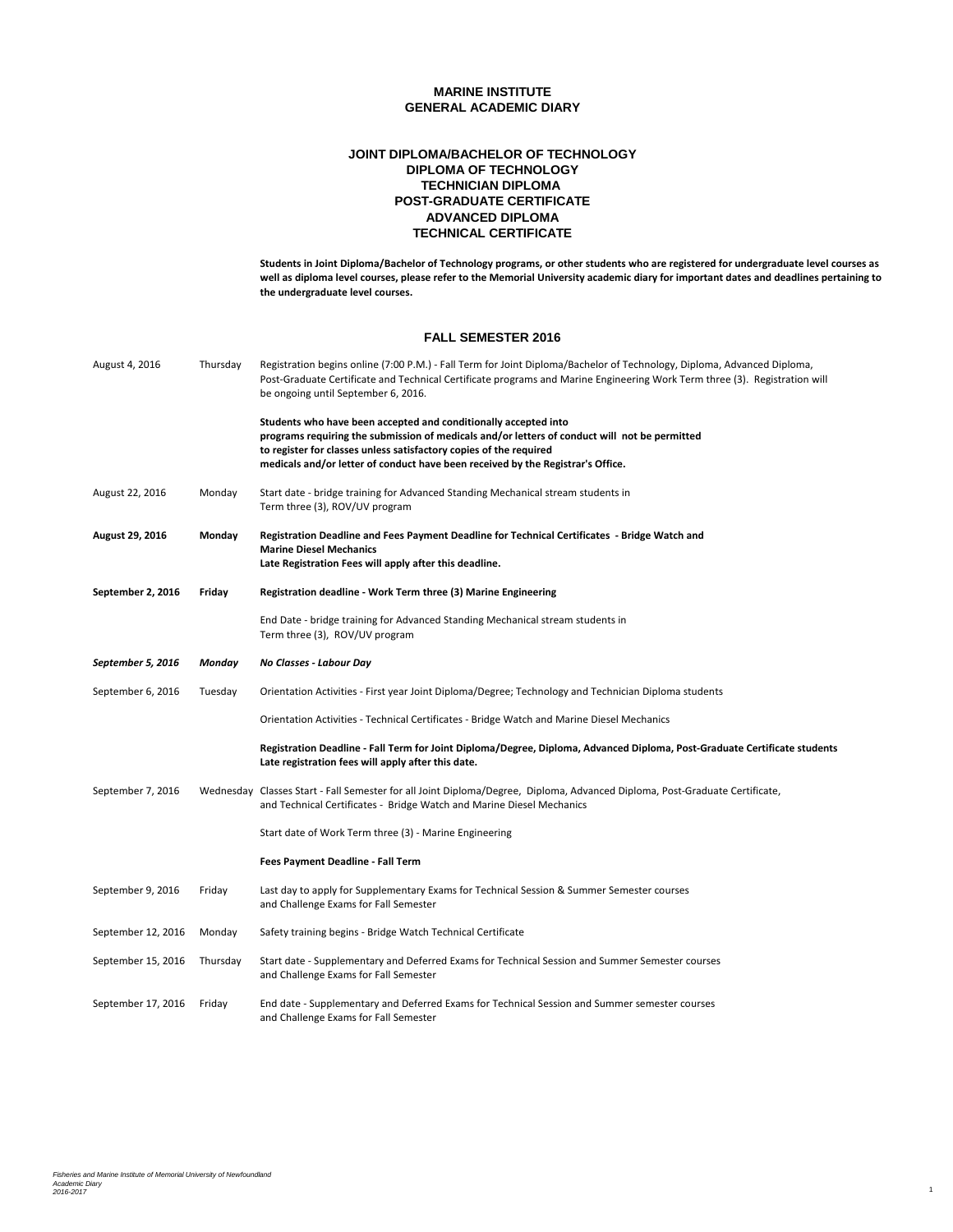# MARINE INSTITUTE
# GENERAL ACADEMIC DIARY

## JOINT DIPLOMA/BACHELOR OF TECHNOLOGY
## DIPLOMA OF TECHNOLOGY
## TECHNICIAN DIPLOMA
## POST-GRADUATE CERTIFICATE
## ADVANCED DIPLOMA
## TECHNICAL CERTIFICATE

**Students in Joint Diploma/Bachelor of Technology programs, or other students who are registered for undergraduate level courses as well as diploma level courses, please refer to the Memorial University academic diary for important dates and deadlines pertaining to the undergraduate level courses.**

## FALL SEMESTER 2016

| Date | Day | Event |
|---|---|---|
| August 4, 2016 | Thursday | Registration begins online (7:00 P.M.) - Fall Term for Joint Diploma/Bachelor of Technology, Diploma, Advanced Diploma, Post-Graduate Certificate and Technical Certificate programs and Marine Engineering Work Term three (3). Registration will be ongoing until September 6, 2016. |
| | | **Students who have been accepted and conditionally accepted into programs requiring the submission of medicals and/or letters of conduct will not be permitted to register for classes unless satisfactory copies of the required medicals and/or letter of conduct have been received by the Registrar's Office.** |
| August 22, 2016 | Monday | Start date - bridge training for Advanced Standing Mechanical stream students in Term three (3), ROV/UV program |
| **August 29, 2016** | **Monday** | **Registration Deadline and Fees Payment Deadline for Technical Certificates - Bridge Watch and Marine Diesel Mechanics** **Late Registration Fees will apply after this deadline.** |
| **September 2, 2016** | **Friday** | **Registration deadline - Work Term three (3) Marine Engineering** |
| | | End Date - bridge training for Advanced Standing Mechanical stream students in Term three (3), ROV/UV program |
| ***September 5, 2016*** | ***Monday*** | ***No Classes - Labour Day*** |
| September 6, 2016 | Tuesday | Orientation Activities - First year Joint Diploma/Degree; Technology and Technician Diploma students |
| | | Orientation Activities - Technical Certificates - Bridge Watch and Marine Diesel Mechanics |
| | | **Registration Deadline - Fall Term for Joint Diploma/Degree, Diploma, Advanced Diploma, Post-Graduate Certificate students** **Late registration fees will apply after this date.** |
| September 7, 2016 | Wednesday | Classes Start - Fall Semester for all Joint Diploma/Degree, Diploma, Advanced Diploma, Post-Graduate Certificate, and Technical Certificates - Bridge Watch and Marine Diesel Mechanics |
| | | Start date of Work Term three (3) - Marine Engineering |
| | | **Fees Payment Deadline - Fall Term** |
| September 9, 2016 | Friday | Last day to apply for Supplementary Exams for Technical Session & Summer Semester courses and Challenge Exams for Fall Semester |
| September 12, 2016 | Monday | Safety training begins - Bridge Watch Technical Certificate |
| September 15, 2016 | Thursday | Start date - Supplementary and Deferred Exams for Technical Session and Summer Semester courses and Challenge Exams for Fall Semester |
| September 17, 2016 | Friday | End date - Supplementary and Deferred Exams for Technical Session and Summer semester courses and Challenge Exams for Fall Semester |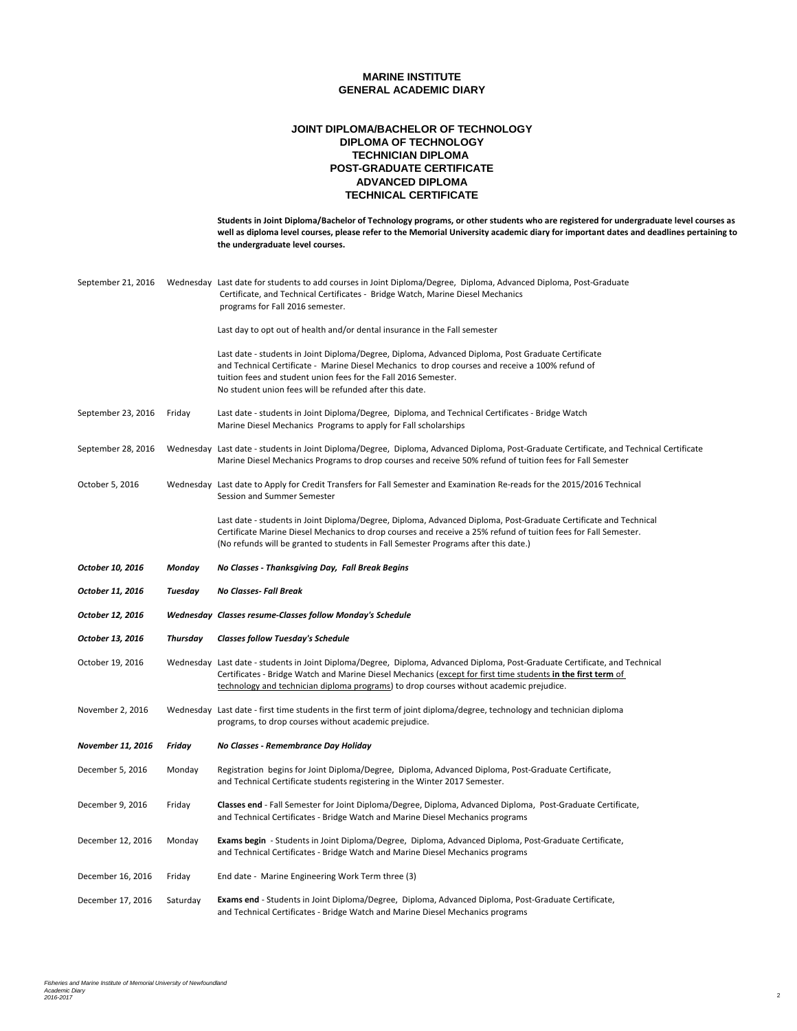# MARINE INSTITUTE
## GENERAL ACADEMIC DIARY

### JOINT DIPLOMA/BACHELOR OF TECHNOLOGY
### DIPLOMA OF TECHNOLOGY
### TECHNICIAN DIPLOMA
### POST-GRADUATE CERTIFICATE
### ADVANCED DIPLOMA
### TECHNICAL CERTIFICATE

**Students in Joint Diploma/Bachelor of Technology programs, or other students who are registered for undergraduate level courses as well as diploma level courses, please refer to the Memorial University academic diary for important dates and deadlines pertaining to the undergraduate level courses.**

| Date | Day | Event |
|---|---|---|
| September 21, 2016 | Wednesday | Last date for students to add courses in Joint Diploma/Degree, Diploma, Advanced Diploma, Post-Graduate Certificate, and Technical Certificates - Bridge Watch, Marine Diesel Mechanics programs for Fall 2016 semester.<br><br>Last day to opt out of health and/or dental insurance in the Fall semester<br><br>Last date - students in Joint Diploma/Degree, Diploma, Advanced Diploma, Post Graduate Certificate and Technical Certificate - Marine Diesel Mechanics to drop courses and receive a 100% refund of tuition fees and student union fees for the Fall 2016 Semester. No student union fees will be refunded after this date. |
| September 23, 2016 | Friday | Last date - students in Joint Diploma/Degree, Diploma, and Technical Certificates - Bridge Watch Marine Diesel Mechanics Programs to apply for Fall scholarships |
| September 28, 2016 | Wednesday | Last date - students in Joint Diploma/Degree, Diploma, Advanced Diploma, Post-Graduate Certificate, and Technical Certificate Marine Diesel Mechanics Programs to drop courses and receive 50% refund of tuition fees for Fall Semester |
| October 5, 2016 | Wednesday | Last date to Apply for Credit Transfers for Fall Semester and Examination Re-reads for the 2015/2016 Technical Session and Summer Semester<br><br>Last date - students in Joint Diploma/Degree, Diploma, Advanced Diploma, Post-Graduate Certificate and Technical Certificate Marine Diesel Mechanics to drop courses and receive a 25% refund of tuition fees for Fall Semester. (No refunds will be granted to students in Fall Semester Programs after this date.) |
| *October 10, 2016* | *Monday* | ***No Classes - Thanksgiving Day, Fall Break Begins*** |
| *October 11, 2016* | *Tuesday* | ***No Classes- Fall Break*** |
| *October 12, 2016* | *Wednesday* | ***Classes resume-Classes follow Monday's Schedule*** |
| *October 13, 2016* | *Thursday* | ***Classes follow Tuesday's Schedule*** |
| October 19, 2016 | Wednesday | Last date - students in Joint Diploma/Degree, Diploma, Advanced Diploma, Post-Graduate Certificate, and Technical Certificates - Bridge Watch and Marine Diesel Mechanics (except for first time students **in the first term** of technology and technician diploma programs) to drop courses without academic prejudice. |
| November 2, 2016 | Wednesday | Last date - first time students in the first term of joint diploma/degree, technology and technician diploma programs, to drop courses without academic prejudice. |
| *November 11, 2016* | *Friday* | ***No Classes - Remembrance Day Holiday*** |
| December 5, 2016 | Monday | Registration begins for Joint Diploma/Degree, Diploma, Advanced Diploma, Post-Graduate Certificate, and Technical Certificate students registering in the Winter 2017 Semester. |
| December 9, 2016 | Friday | **Classes end** - Fall Semester for Joint Diploma/Degree, Diploma, Advanced Diploma, Post-Graduate Certificate, and Technical Certificates - Bridge Watch and Marine Diesel Mechanics programs |
| December 12, 2016 | Monday | **Exams begin** - Students in Joint Diploma/Degree, Diploma, Advanced Diploma, Post-Graduate Certificate, and Technical Certificates - Bridge Watch and Marine Diesel Mechanics programs |
| December 16, 2016 | Friday | End date - Marine Engineering Work Term three (3) |
| December 17, 2016 | Saturday | **Exams end** - Students in Joint Diploma/Degree, Diploma, Advanced Diploma, Post-Graduate Certificate, and Technical Certificates - Bridge Watch and Marine Diesel Mechanics programs |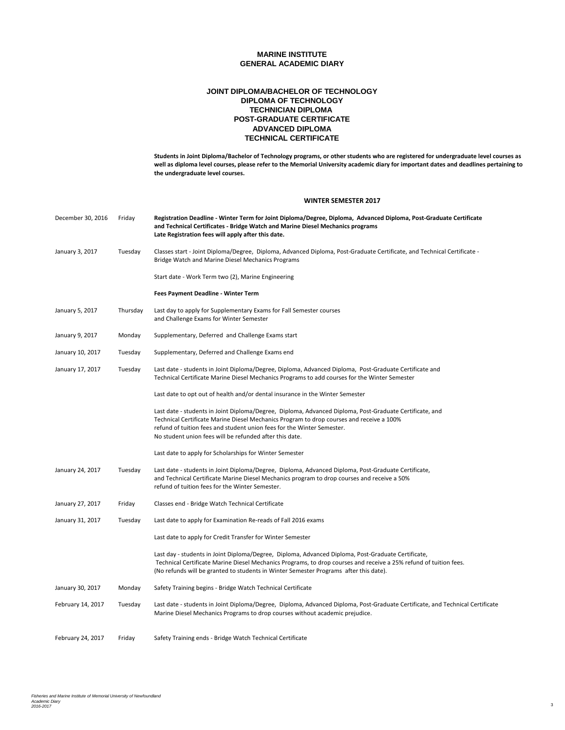# MARINE INSTITUTE
## GENERAL ACADEMIC DIARY

### JOINT DIPLOMA/BACHELOR OF TECHNOLOGY
### DIPLOMA OF TECHNOLOGY
### TECHNICIAN DIPLOMA
### POST-GRADUATE CERTIFICATE
### ADVANCED DIPLOMA
### TECHNICAL CERTIFICATE

**Students in Joint Diploma/Bachelor of Technology programs, or other students who are registered for undergraduate level courses as well as diploma level courses, please refer to the Memorial University academic diary for important dates and deadlines pertaining to the undergraduate level courses.**

### WINTER SEMESTER 2017

| Date | Day | Event |
|---|---|---|
| December 30, 2016 | Friday | **Registration Deadline - Winter Term for Joint Diploma/Degree, Diploma, Advanced Diploma, Post-Graduate Certificate and Technical Certificates - Bridge Watch and Marine Diesel Mechanics programs**<br>**Late Registration fees will apply after this date.** |
| January 3, 2017 | Tuesday | Classes start - Joint Diploma/Degree, Diploma, Advanced Diploma, Post-Graduate Certificate, and Technical Certificate - Bridge Watch and Marine Diesel Mechanics Programs |
| | | Start date - Work Term two (2), Marine Engineering |
| | | **Fees Payment Deadline - Winter Term** |
| January 5, 2017 | Thursday | Last day to apply for Supplementary Exams for Fall Semester courses and Challenge Exams for Winter Semester |
| January 9, 2017 | Monday | Supplementary, Deferred and Challenge Exams start |
| January 10, 2017 | Tuesday | Supplementary, Deferred and Challenge Exams end |
| January 17, 2017 | Tuesday | Last date - students in Joint Diploma/Degree, Diploma, Advanced Diploma, Post-Graduate Certificate and Technical Certificate Marine Diesel Mechanics Programs to add courses for the Winter Semester |
| | | Last date to opt out of health and/or dental insurance in the Winter Semester |
| | | Last date - students in Joint Diploma/Degree, Diploma, Advanced Diploma, Post-Graduate Certificate, and Technical Certificate Marine Diesel Mechanics Program to drop courses and receive a 100% refund of tuition fees and student union fees for the Winter Semester.<br>No student union fees will be refunded after this date. |
| | | Last date to apply for Scholarships for Winter Semester |
| January 24, 2017 | Tuesday | Last date - students in Joint Diploma/Degree, Diploma, Advanced Diploma, Post-Graduate Certificate, and Technical Certificate Marine Diesel Mechanics program to drop courses and receive a 50% refund of tuition fees for the Winter Semester. |
| January 27, 2017 | Friday | Classes end - Bridge Watch Technical Certificate |
| January 31, 2017 | Tuesday | Last date to apply for Examination Re-reads of Fall 2016 exams |
| | | Last date to apply for Credit Transfer for Winter Semester |
| | | Last day - students in Joint Diploma/Degree, Diploma, Advanced Diploma, Post-Graduate Certificate, Technical Certificate Marine Diesel Mechanics Programs, to drop courses and receive a 25% refund of tuition fees.<br>(No refunds will be granted to students in Winter Semester Programs after this date). |
| January 30, 2017 | Monday | Safety Training begins - Bridge Watch Technical Certificate |
| February 14, 2017 | Tuesday | Last date - students in Joint Diploma/Degree, Diploma, Advanced Diploma, Post-Graduate Certificate, and Technical Certificate Marine Diesel Mechanics Programs to drop courses without academic prejudice. |
| February 24, 2017 | Friday | Safety Training ends - Bridge Watch Technical Certificate |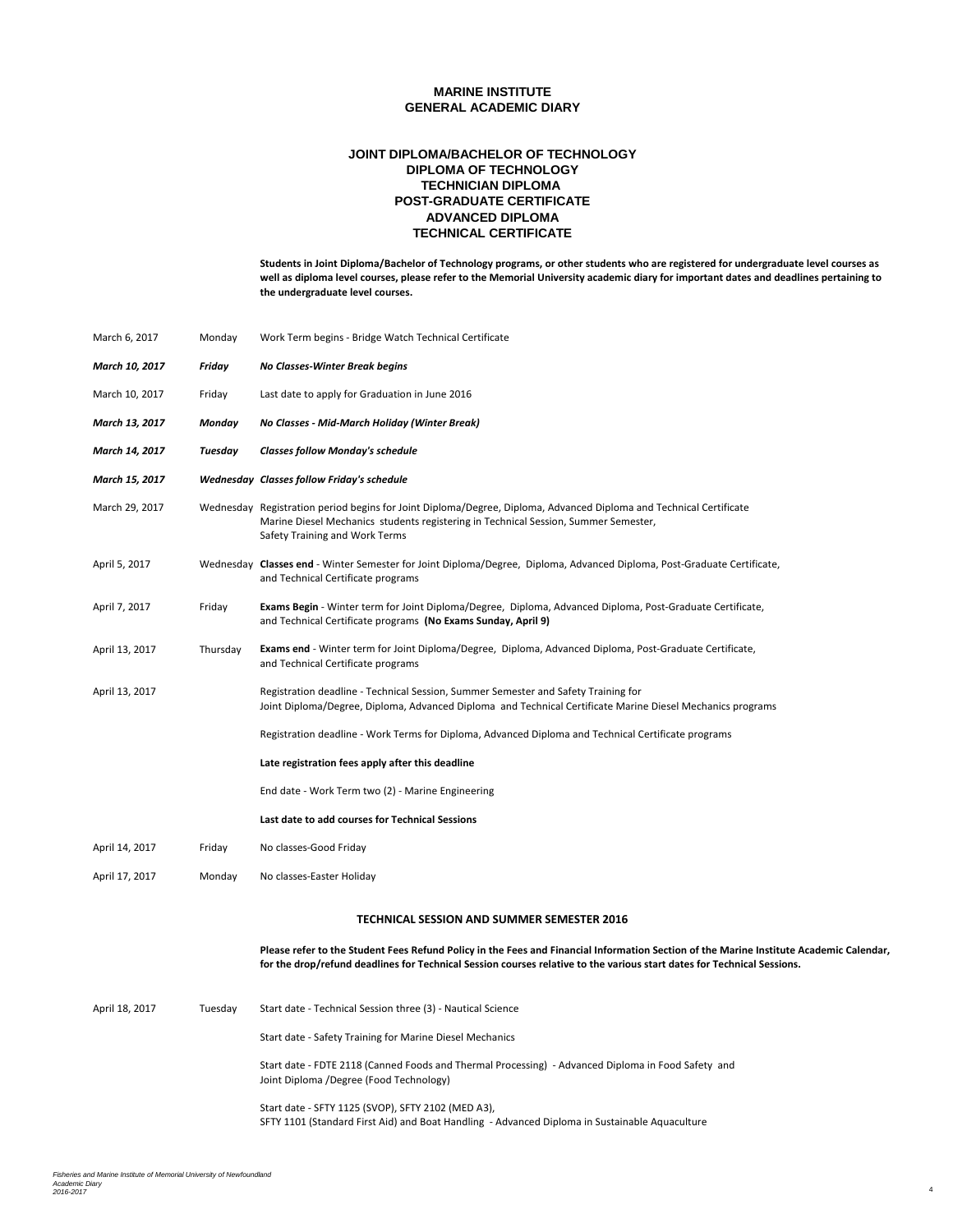# MARINE INSTITUTE
# GENERAL ACADEMIC DIARY

## JOINT DIPLOMA/BACHELOR OF TECHNOLOGY
## DIPLOMA OF TECHNOLOGY
## TECHNICIAN DIPLOMA
## POST-GRADUATE CERTIFICATE
## ADVANCED DIPLOMA
## TECHNICAL CERTIFICATE

**Students in Joint Diploma/Bachelor of Technology programs, or other students who are registered for undergraduate level courses as well as diploma level courses, please refer to the Memorial University academic diary for important dates and deadlines pertaining to the undergraduate level courses.**

| Date | Day | Event |
|---|---|---|
| March 6, 2017 | Monday | Work Term begins - Bridge Watch Technical Certificate |
| ***March 10, 2017*** | ***Friday*** | ***No Classes-Winter Break begins*** |
| March 10, 2017 | Friday | Last date to apply for Graduation in June 2016 |
| ***March 13, 2017*** | ***Monday*** | ***No Classes - Mid-March Holiday (Winter Break)*** |
| ***March 14, 2017*** | ***Tuesday*** | ***Classes follow Monday's schedule*** |
| ***March 15, 2017*** | ***Wednesday*** | ***Classes follow Friday's schedule*** |
| March 29, 2017 | Wednesday | Registration period begins for Joint Diploma/Degree, Diploma, Advanced Diploma and Technical Certificate Marine Diesel Mechanics students registering in Technical Session, Summer Semester, Safety Training and Work Terms |
| April 5, 2017 | Wednesday | **Classes end** - Winter Semester for Joint Diploma/Degree, Diploma, Advanced Diploma, Post-Graduate Certificate, and Technical Certificate programs |
| April 7, 2017 | Friday | **Exams Begin** - Winter term for Joint Diploma/Degree, Diploma, Advanced Diploma, Post-Graduate Certificate, and Technical Certificate programs **(No Exams Sunday, April 9)** |
| April 13, 2017 | Thursday | **Exams end** - Winter term for Joint Diploma/Degree, Diploma, Advanced Diploma, Post-Graduate Certificate, and Technical Certificate programs |
| April 13, 2017 | | Registration deadline - Technical Session, Summer Semester and Safety Training for Joint Diploma/Degree, Diploma, Advanced Diploma and Technical Certificate Marine Diesel Mechanics programs |
| | | Registration deadline - Work Terms for Diploma, Advanced Diploma and Technical Certificate programs |
| | | **Late registration fees apply after this deadline** |
| | | End date - Work Term two (2) - Marine Engineering |
| | | **Last date to add courses for Technical Sessions** |
| April 14, 2017 | Friday | No classes-Good Friday |
| April 17, 2017 | Monday | No classes-Easter Holiday |

### TECHNICAL SESSION AND SUMMER SEMESTER 2016

**Please refer to the Student Fees Refund Policy in the Fees and Financial Information Section of the Marine Institute Academic Calendar, for the drop/refund deadlines for Technical Session courses relative to the various start dates for Technical Sessions.**

| Date | Day | Event |
|---|---|---|
| April 18, 2017 | Tuesday | Start date - Technical Session three (3) - Nautical Science |
| | | Start date - Safety Training for Marine Diesel Mechanics |
| | | Start date - FDTE 2118 (Canned Foods and Thermal Processing) - Advanced Diploma in Food Safety and Joint Diploma /Degree (Food Technology) |
| | | Start date - SFTY 1125 (SVOP), SFTY 2102 (MED A3), SFTY 1101 (Standard First Aid) and Boat Handling - Advanced Diploma in Sustainable Aquaculture |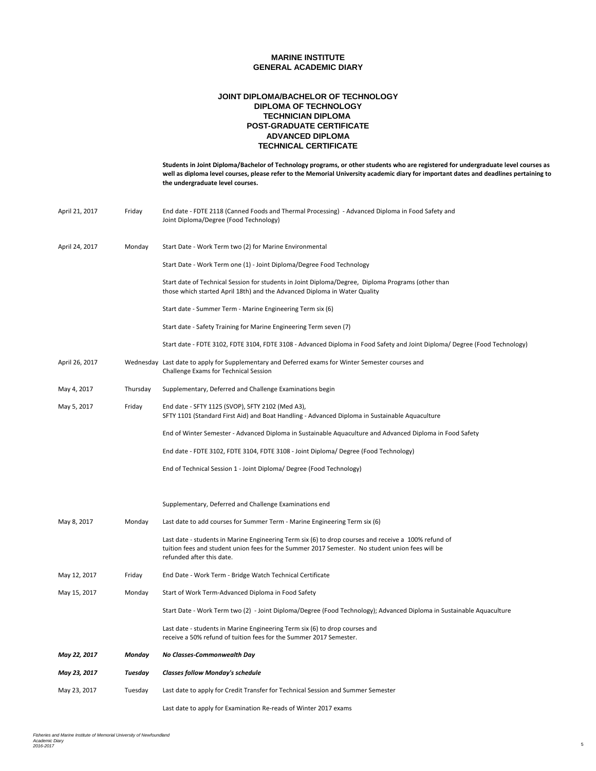# MARINE INSTITUTE
## GENERAL ACADEMIC DIARY

### JOINT DIPLOMA/BACHELOR OF TECHNOLOGY
### DIPLOMA OF TECHNOLOGY
### TECHNICIAN DIPLOMA
### POST-GRADUATE CERTIFICATE
### ADVANCED DIPLOMA
### TECHNICAL CERTIFICATE

**Students in Joint Diploma/Bachelor of Technology programs, or other students who are registered for undergraduate level courses as well as diploma level courses, please refer to the Memorial University academic diary for important dates and deadlines pertaining to the undergraduate level courses.**

| Date | Day | Event |
|---|---|---|
| April 21, 2017 | Friday | End date - FDTE 2118 (Canned Foods and Thermal Processing) - Advanced Diploma in Food Safety and Joint Diploma/Degree (Food Technology) |
| April 24, 2017 | Monday | Start Date - Work Term two (2) for Marine Environmental |
| | | Start Date - Work Term one (1) - Joint Diploma/Degree Food Technology |
| | | Start date of Technical Session for students in Joint Diploma/Degree, Diploma Programs (other than those which started April 18th) and the Advanced Diploma in Water Quality |
| | | Start date - Summer Term - Marine Engineering Term six (6) |
| | | Start date - Safety Training for Marine Engineering Term seven (7) |
| | | Start date - FDTE 3102, FDTE 3104, FDTE 3108 - Advanced Diploma in Food Safety and Joint Diploma/ Degree (Food Technology) |
| April 26, 2017 | Wednesday | Last date to apply for Supplementary and Deferred exams for Winter Semester courses and Challenge Exams for Technical Session |
| May 4, 2017 | Thursday | Supplementary, Deferred and Challenge Examinations begin |
| May 5, 2017 | Friday | End date - SFTY 1125 (SVOP), SFTY 2102 (Med A3), SFTY 1101 (Standard First Aid) and Boat Handling - Advanced Diploma in Sustainable Aquaculture |
| | | End of Winter Semester - Advanced Diploma in Sustainable Aquaculture and Advanced Diploma in Food Safety |
| | | End date - FDTE 3102, FDTE 3104, FDTE 3108 - Joint Diploma/ Degree (Food Technology) |
| | | End of Technical Session 1 - Joint Diploma/ Degree (Food Technology) |
| | | Supplementary, Deferred and Challenge Examinations end |
| May 8, 2017 | Monday | Last date to add courses for Summer Term - Marine Engineering Term six (6) |
| | | Last date - students in Marine Engineering Term six (6) to drop courses and receive a 100% refund of tuition fees and student union fees for the Summer 2017 Semester. No student union fees will be refunded after this date. |
| May 12, 2017 | Friday | End Date - Work Term - Bridge Watch Technical Certificate |
| May 15, 2017 | Monday | Start of Work Term-Advanced Diploma in Food Safety |
| | | Start Date - Work Term two (2) - Joint Diploma/Degree (Food Technology); Advanced Diploma in Sustainable Aquaculture |
| | | Last date - students in Marine Engineering Term six (6) to drop courses and receive a 50% refund of tuition fees for the Summer 2017 Semester. |
| ***May 22, 2017*** | ***Monday*** | ***No Classes-Commonwealth Day*** |
| ***May 23, 2017*** | ***Tuesday*** | ***Classes follow Monday's schedule*** |
| May 23, 2017 | Tuesday | Last date to apply for Credit Transfer for Technical Session and Summer Semester |
| | | Last date to apply for Examination Re-reads of Winter 2017 exams |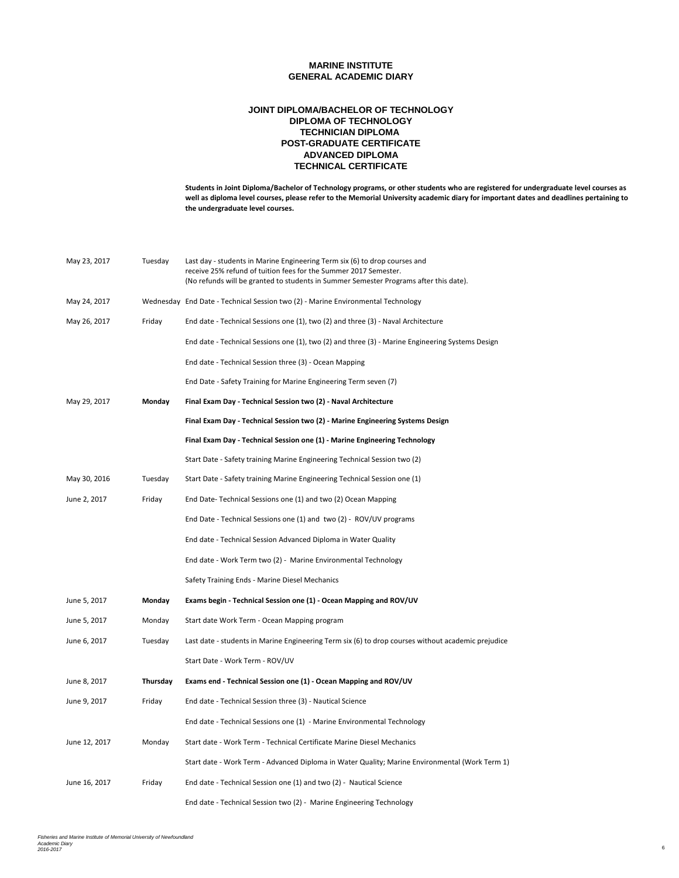# MARINE INSTITUTE
# GENERAL ACADEMIC DIARY

## JOINT DIPLOMA/BACHELOR OF TECHNOLOGY
## DIPLOMA OF TECHNOLOGY
## TECHNICIAN DIPLOMA
## POST-GRADUATE CERTIFICATE
## ADVANCED DIPLOMA
## TECHNICAL CERTIFICATE

**Students in Joint Diploma/Bachelor of Technology programs, or other students who are registered for undergraduate level courses as well as diploma level courses, please refer to the Memorial University academic diary for important dates and deadlines pertaining to the undergraduate level courses.**

| Date | Day | Event |
|---|---|---|
| May 23, 2017 | Tuesday | Last day - students in Marine Engineering Term six (6) to drop courses and receive 25% refund of tuition fees for the Summer 2017 Semester. (No refunds will be granted to students in Summer Semester Programs after this date). |
| May 24, 2017 | Wednesday | End Date - Technical Session two (2) - Marine Environmental Technology |
| May 26, 2017 | Friday | End date - Technical Sessions one (1), two (2) and three (3) - Naval Architecture |
| | | End date - Technical Sessions one (1), two (2) and three (3) - Marine Engineering Systems Design |
| | | End date - Technical Session three (3) - Ocean Mapping |
| | | End Date - Safety Training for Marine Engineering Term seven (7) |
| May 29, 2017 | **Monday** | **Final Exam Day - Technical Session two (2) - Naval Architecture** |
| | | **Final Exam Day - Technical Session two (2) - Marine Engineering Systems Design** |
| | | **Final Exam Day - Technical Session one (1) - Marine Engineering Technology** |
| | | Start Date - Safety training Marine Engineering Technical Session two (2) |
| May 30, 2016 | Tuesday | Start Date - Safety training Marine Engineering Technical Session one (1) |
| June 2, 2017 | Friday | End Date- Technical Sessions one (1) and two (2) Ocean Mapping |
| | | End Date - Technical Sessions one (1) and two (2) - ROV/UV programs |
| | | End date - Technical Session Advanced Diploma in Water Quality |
| | | End date - Work Term two (2) - Marine Environmental Technology |
| | | Safety Training Ends - Marine Diesel Mechanics |
| June 5, 2017 | **Monday** | **Exams begin - Technical Session one (1) - Ocean Mapping and ROV/UV** |
| June 5, 2017 | Monday | Start date Work Term - Ocean Mapping program |
| June 6, 2017 | Tuesday | Last date - students in Marine Engineering Term six (6) to drop courses without academic prejudice |
| | | Start Date - Work Term - ROV/UV |
| June 8, 2017 | **Thursday** | **Exams end - Technical Session one (1) - Ocean Mapping and ROV/UV** |
| June 9, 2017 | Friday | End date - Technical Session three (3) - Nautical Science |
| | | End date - Technical Sessions one (1) - Marine Environmental Technology |
| June 12, 2017 | Monday | Start date - Work Term - Technical Certificate Marine Diesel Mechanics |
| | | Start date - Work Term - Advanced Diploma in Water Quality; Marine Environmental (Work Term 1) |
| June 16, 2017 | Friday | End date - Technical Session one (1) and two (2) - Nautical Science |
| | | End date - Technical Session two (2) - Marine Engineering Technology |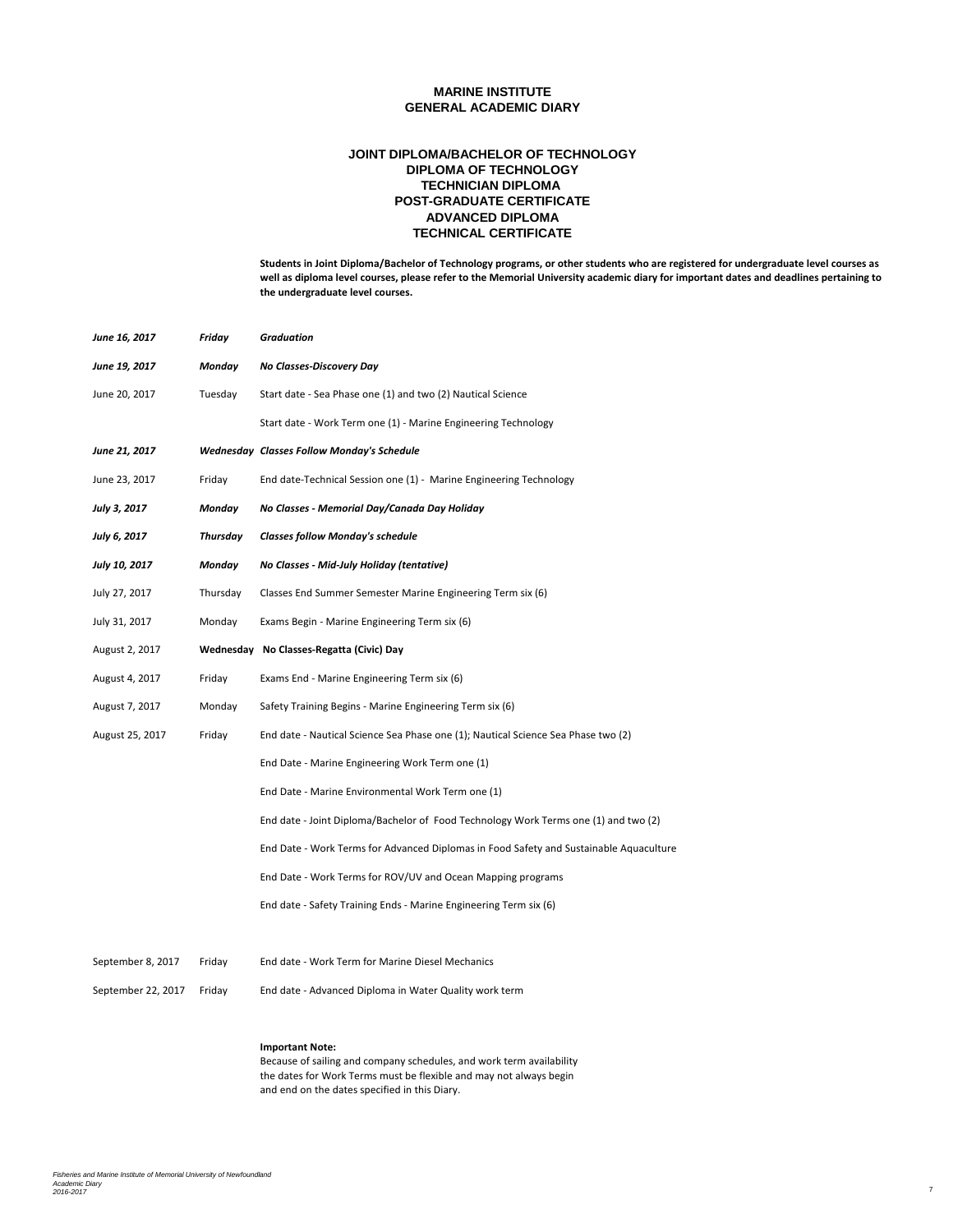# MARINE INSTITUTE
# GENERAL ACADEMIC DIARY

## JOINT DIPLOMA/BACHELOR OF TECHNOLOGY
## DIPLOMA OF TECHNOLOGY
## TECHNICIAN DIPLOMA
## POST-GRADUATE CERTIFICATE
## ADVANCED DIPLOMA
## TECHNICAL CERTIFICATE

**Students in Joint Diploma/Bachelor of Technology programs, or other students who are registered for undergraduate level courses as well as diploma level courses, please refer to the Memorial University academic diary for important dates and deadlines pertaining to the undergraduate level courses.**

| | | |
|---|---|---|
| ***June 16, 2017*** | ***Friday*** | ***Graduation*** |
| ***June 19, 2017*** | ***Monday*** | ***No Classes-Discovery Day*** |
| June 20, 2017 | Tuesday | Start date - Sea Phase one (1) and two (2) Nautical Science |
| | | Start date - Work Term one (1) - Marine Engineering Technology |
| ***June 21, 2017*** | ***Wednesday*** | ***Classes Follow Monday's Schedule*** |
| June 23, 2017 | Friday | End date-Technical Session one (1) - Marine Engineering Technology |
| ***July 3, 2017*** | ***Monday*** | ***No Classes - Memorial Day/Canada Day Holiday*** |
| ***July 6, 2017*** | ***Thursday*** | ***Classes follow Monday's schedule*** |
| ***July 10, 2017*** | ***Monday*** | ***No Classes - Mid-July Holiday (tentative)*** |
| July 27, 2017 | Thursday | Classes End Summer Semester Marine Engineering Term six (6) |
| July 31, 2017 | Monday | Exams Begin - Marine Engineering Term six (6) |
| August 2, 2017 | **Wednesday** | **No Classes-Regatta (Civic) Day** |
| August 4, 2017 | Friday | Exams End - Marine Engineering Term six (6) |
| August 7, 2017 | Monday | Safety Training Begins - Marine Engineering Term six (6) |
| August 25, 2017 | Friday | End date - Nautical Science Sea Phase one (1); Nautical Science Sea Phase two (2) |
| | | End Date - Marine Engineering Work Term one (1) |
| | | End Date - Marine Environmental Work Term one (1) |
| | | End date - Joint Diploma/Bachelor of Food Technology Work Terms one (1) and two (2) |
| | | End Date - Work Terms for Advanced Diplomas in Food Safety and Sustainable Aquaculture |
| | | End Date - Work Terms for ROV/UV and Ocean Mapping programs |
| | | End date - Safety Training Ends - Marine Engineering Term six (6) |
| September 8, 2017 | Friday | End date - Work Term for Marine Diesel Mechanics |
| September 22, 2017 | Friday | End date - Advanced Diploma in Water Quality work term |

**Important Note:**
Because of sailing and company schedules, and work term availability the dates for Work Terms must be flexible and may not always begin and end on the dates specified in this Diary.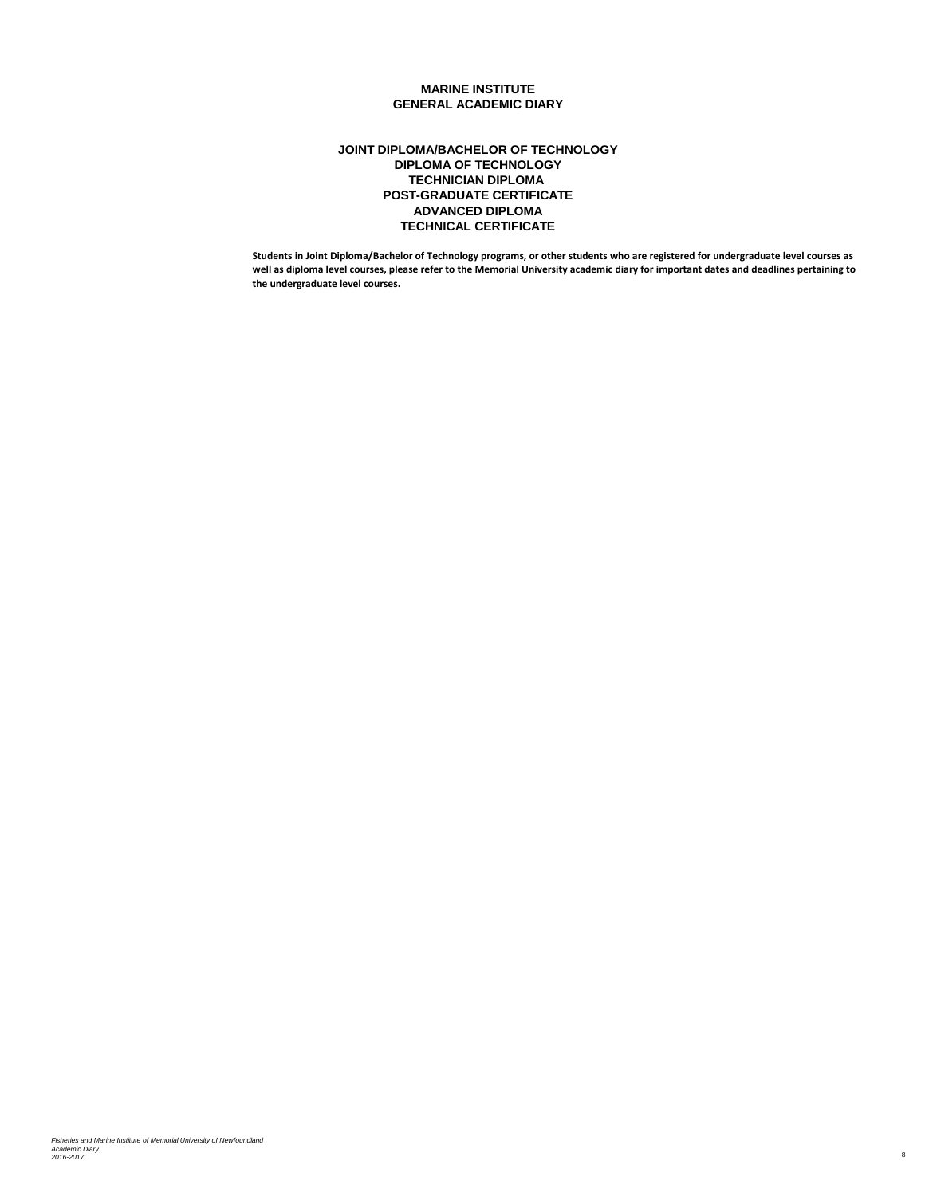# MARINE INSTITUTE
# GENERAL ACADEMIC DIARY

## JOINT DIPLOMA/BACHELOR OF TECHNOLOGY
## DIPLOMA OF TECHNOLOGY
## TECHNICIAN DIPLOMA
## POST-GRADUATE CERTIFICATE
## ADVANCED DIPLOMA
## TECHNICAL CERTIFICATE

**Students in Joint Diploma/Bachelor of Technology programs, or other students who are registered for undergraduate level courses as well as diploma level courses, please refer to the Memorial University academic diary for important dates and deadlines pertaining to the undergraduate level courses.**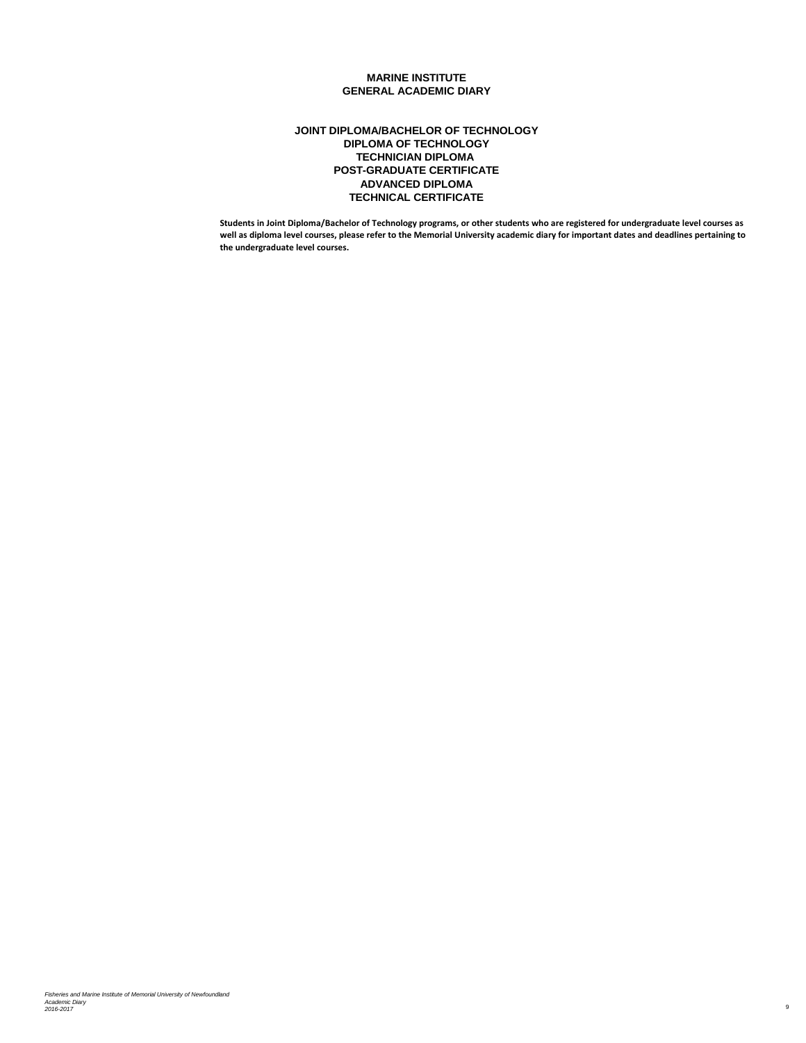# MARINE INSTITUTE
# GENERAL ACADEMIC DIARY

## JOINT DIPLOMA/BACHELOR OF TECHNOLOGY
## DIPLOMA OF TECHNOLOGY
## TECHNICIAN DIPLOMA
## POST-GRADUATE CERTIFICATE
## ADVANCED DIPLOMA
## TECHNICAL CERTIFICATE

**Students in Joint Diploma/Bachelor of Technology programs, or other students who are registered for undergraduate level courses as well as diploma level courses, please refer to the Memorial University academic diary for important dates and deadlines pertaining to the undergraduate level courses.**